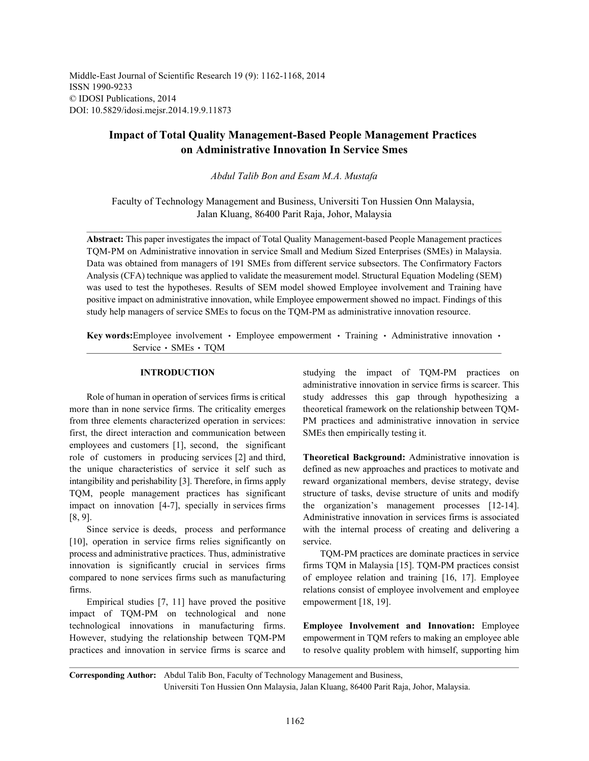Middle-East Journal of Scientific Research 19 (9): 1162-1168, 2014
ISSN 1990-9233
© IDOSI Publications, 2014
DOI: 10.5829/idosi.mejsr.2014.19.9.11873

# Impact of Total Quality Management-Based People Management Practices on Administrative Innovation In Service Smes

*Abdul Talib Bon and Esam M.A. Mustafa*

Faculty of Technology Management and Business, Universiti Ton Hussien Onn Malaysia, Jalan Kluang, 86400 Parit Raja, Johor, Malaysia

**Abstract:** This paper investigates the impact of Total Quality Management-based People Management practices TQM-PM on Administrative innovation in service Small and Medium Sized Enterprises (SMEs) in Malaysia. Data was obtained from managers of 191 SMEs from different service subsectors. The Confirmatory Factors Analysis (CFA) technique was applied to validate the measurement model. Structural Equation Modeling (SEM) was used to test the hypotheses. Results of SEM model showed Employee involvement and Training have positive impact on administrative innovation, while Employee empowerment showed no impact. Findings of this study help managers of service SMEs to focus on the TQM-PM as administrative innovation resource.

**Key words:** Employee involvement · Employee empowerment · Training · Administrative innovation · Service · SMEs · TQM

## INTRODUCTION

Role of human in operation of services firms is critical more than in none service firms. The criticality emerges from three elements characterized operation in services: first, the direct interaction and communication between employees and customers [1], second, the significant role of customers in producing services [2] and third, the unique characteristics of service it self such as intangibility and perishability [3]. Therefore, in firms apply TQM, people management practices has significant impact on innovation [4-7], specially in services firms [8, 9].

Since service is deeds, process and performance [10], operation in service firms relies significantly on process and administrative practices. Thus, administrative innovation is significantly crucial in services firms compared to none services firms such as manufacturing firms.

Empirical studies [7, 11] have proved the positive impact of TQM-PM on technological and none technological innovations in manufacturing firms. However, studying the relationship between TQM-PM practices and innovation in service firms is scarce and studying the impact of TQM-PM practices on administrative innovation in service firms is scarcer. This study addresses this gap through hypothesizing a theoretical framework on the relationship between TQM-PM practices and administrative innovation in service SMEs then empirically testing it.

**Theoretical Background:** Administrative innovation is defined as new approaches and practices to motivate and reward organizational members, devise strategy, devise structure of tasks, devise structure of units and modify the organization's management processes [12-14]. Administrative innovation in services firms is associated with the internal process of creating and delivering a service.

TQM-PM practices are dominate practices in service firms TQM in Malaysia [15]. TQM-PM practices consist of employee relation and training [16, 17]. Employee relations consist of employee involvement and employee empowerment [18, 19].

**Employee Involvement and Innovation:** Employee empowerment in TQM refers to making an employee able to resolve quality problem with himself, supporting him

**Corresponding Author:** Abdul Talib Bon, Faculty of Technology Management and Business, Universiti Ton Hussien Onn Malaysia, Jalan Kluang, 86400 Parit Raja, Johor, Malaysia.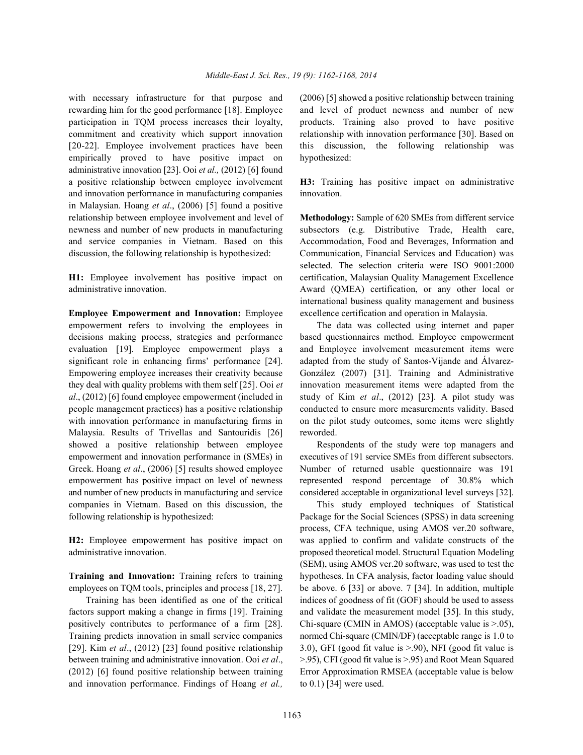with necessary infrastructure for that purpose and rewarding him for the good performance [18]. Employee participation in TQM process increases their loyalty, commitment and creativity which support innovation [20-22]. Employee involvement practices have been empirically proved to have positive impact on administrative innovation [23]. Ooi *et al.,* (2012) [6] found a positive relationship between employee involvement and innovation performance in manufacturing companies in Malaysian. Hoang *et al*., (2006) [5] found a positive relationship between employee involvement and level of newness and number of new products in manufacturing and service companies in Vietnam. Based on this discussion, the following relationship is hypothesized:

**H1:** Employee involvement has positive impact on administrative innovation.

**Employee Empowerment and Innovation:** Employee empowerment refers to involving the employees in decisions making process, strategies and performance evaluation [19]. Employee empowerment plays a significant role in enhancing firms' performance [24]. Empowering employee increases their creativity because they deal with quality problems with them self [25]. Ooi *et al*., (2012) [6] found employee empowerment (included in people management practices) has a positive relationship with innovation performance in manufacturing firms in Malaysia. Results of Trivellas and Santouridis [26] showed a positive relationship between employee empowerment and innovation performance in (SMEs) in Greek. Hoang *et al*., (2006) [5] results showed employee empowerment has positive impact on level of newness and number of new products in manufacturing and service companies in Vietnam. Based on this discussion, the following relationship is hypothesized:

**H2:** Employee empowerment has positive impact on administrative innovation.

**Training and Innovation:** Training refers to training employees on TQM tools, principles and process [18, 27].

Training has been identified as one of the critical factors support making a change in firms [19]. Training positively contributes to performance of a firm [28]. Training predicts innovation in small service companies [29]. Kim *et al*., (2012) [23] found positive relationship between training and administrative innovation. Ooi *et al*., (2012) [6] found positive relationship between training and innovation performance. Findings of Hoang *et al.,* (2006) [5] showed a positive relationship between training and level of product newness and number of new products. Training also proved to have positive relationship with innovation performance [30]. Based on this discussion, the following relationship was hypothesized:

**H3:** Training has positive impact on administrative innovation.

**Methodology:** Sample of 620 SMEs from different service subsectors (e.g. Distributive Trade, Health care, Accommodation, Food and Beverages, Information and Communication, Financial Services and Education) was selected. The selection criteria were ISO 9001:2000 certification, Malaysian Quality Management Excellence Award (QMEA) certification, or any other local or international business quality management and business excellence certification and operation in Malaysia.

The data was collected using internet and paper based questionnaires method. Employee empowerment and Employee involvement measurement items were adapted from the study of Santos-Vijande and Álvarez-González (2007) [31]. Training and Administrative innovation measurement items were adapted from the study of Kim *et al*., (2012) [23]. A pilot study was conducted to ensure more measurements validity. Based on the pilot study outcomes, some items were slightly reworded.

Respondents of the study were top managers and executives of 191 service SMEs from different subsectors. Number of returned usable questionnaire was 191 represented respond percentage of 30.8% which considered acceptable in organizational level surveys [32].

This study employed techniques of Statistical Package for the Social Sciences (SPSS) in data screening process, CFA technique, using AMOS ver.20 software, was applied to confirm and validate constructs of the proposed theoretical model. Structural Equation Modeling (SEM), using AMOS ver.20 software, was used to test the hypotheses. In CFA analysis, factor loading value should be above. 6 [33] or above. 7 [34]. In addition, multiple indices of goodness of fit (GOF) should be used to assess and validate the measurement model [35]. In this study, Chi-square (CMIN in AMOS) (acceptable value is >.05), normed Chi-square (CMIN/DF) (acceptable range is 1.0 to 3.0), GFI (good fit value is >.90), NFI (good fit value is >.95), CFI (good fit value is >.95) and Root Mean Squared Error Approximation RMSEA (acceptable value is below to 0.1) [34] were used.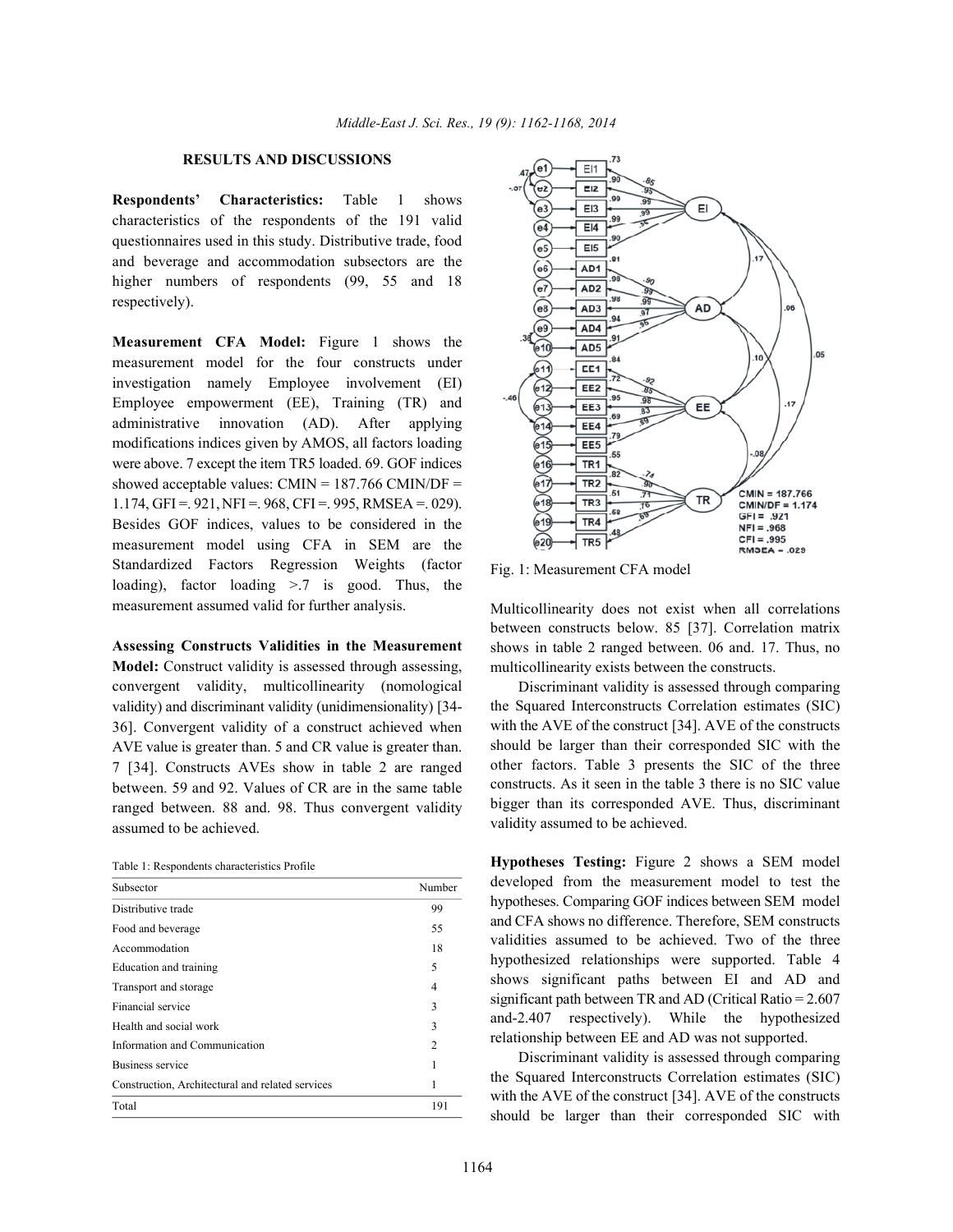## RESULTS AND DISCUSSIONS

**Respondents' Characteristics:** Table 1 shows characteristics of the respondents of the 191 valid questionnaires used in this study. Distributive trade, food and beverage and accommodation subsectors are the higher numbers of respondents (99, 55 and 18 respectively).

**Measurement CFA Model:** Figure 1 shows the measurement model for the four constructs under investigation namely Employee involvement (EI) Employee empowerment (EE), Training (TR) and administrative innovation (AD). After applying modifications indices given by AMOS, all factors loading were above. 7 except the item TR5 loaded. 69. GOF indices showed acceptable values: CMIN = 187.766 CMIN/DF = 1.174, GFI =. 921, NFI =. 968, CFI =. 995, RMSEA =. 029). Besides GOF indices, values to be considered in the measurement model using CFA in SEM are the Standardized Factors Regression Weights (factor loading), factor loading >.7 is good. Thus, the measurement assumed valid for further analysis.

**Assessing Constructs Validities in the Measurement Model:** Construct validity is assessed through assessing, convergent validity, multicollinearity (nomological validity) and discriminant validity (unidimensionality) [34-36]. Convergent validity of a construct achieved when AVE value is greater than. 5 and CR value is greater than. 7 [34]. Constructs AVEs show in table 2 are ranged between. 59 and 92. Values of CR are in the same table ranged between. 88 and. 98. Thus convergent validity assumed to be achieved.

Table 1: Respondents characteristics Profile

| Subsector | Number |
|---|---|
| Distributive trade | 99 |
| Food and beverage | 55 |
| Accommodation | 18 |
| Education and training | 5 |
| Transport and storage | 4 |
| Financial service | 3 |
| Health and social work | 3 |
| Information and Communication | 2 |
| Business service | 1 |
| Construction, Architectural and related services | 1 |
| Total | 191 |

Fig. 1: Measurement CFA model

Multicollinearity does not exist when all correlations between constructs below. 85 [37]. Correlation matrix shows in table 2 ranged between. 06 and. 17. Thus, no multicollinearity exists between the constructs.

Discriminant validity is assessed through comparing the Squared Interconstructs Correlation estimates (SIC) with the AVE of the construct [34]. AVE of the constructs should be larger than their corresponded SIC with the other factors. Table 3 presents the SIC of the three constructs. As it seen in the table 3 there is no SIC value bigger than its corresponded AVE. Thus, discriminant validity assumed to be achieved.

**Hypotheses Testing:** Figure 2 shows a SEM model developed from the measurement model to test the hypotheses. Comparing GOF indices between SEM model and CFA shows no difference. Therefore, SEM constructs validities assumed to be achieved. Two of the three hypothesized relationships were supported. Table 4 shows significant paths between EI and AD and significant path between TR and AD (Critical Ratio = 2.607 and-2.407 respectively). While the hypothesized relationship between EE and AD was not supported.

Discriminant validity is assessed through comparing the Squared Interconstructs Correlation estimates (SIC) with the AVE of the construct [34]. AVE of the constructs should be larger than their corresponded SIC with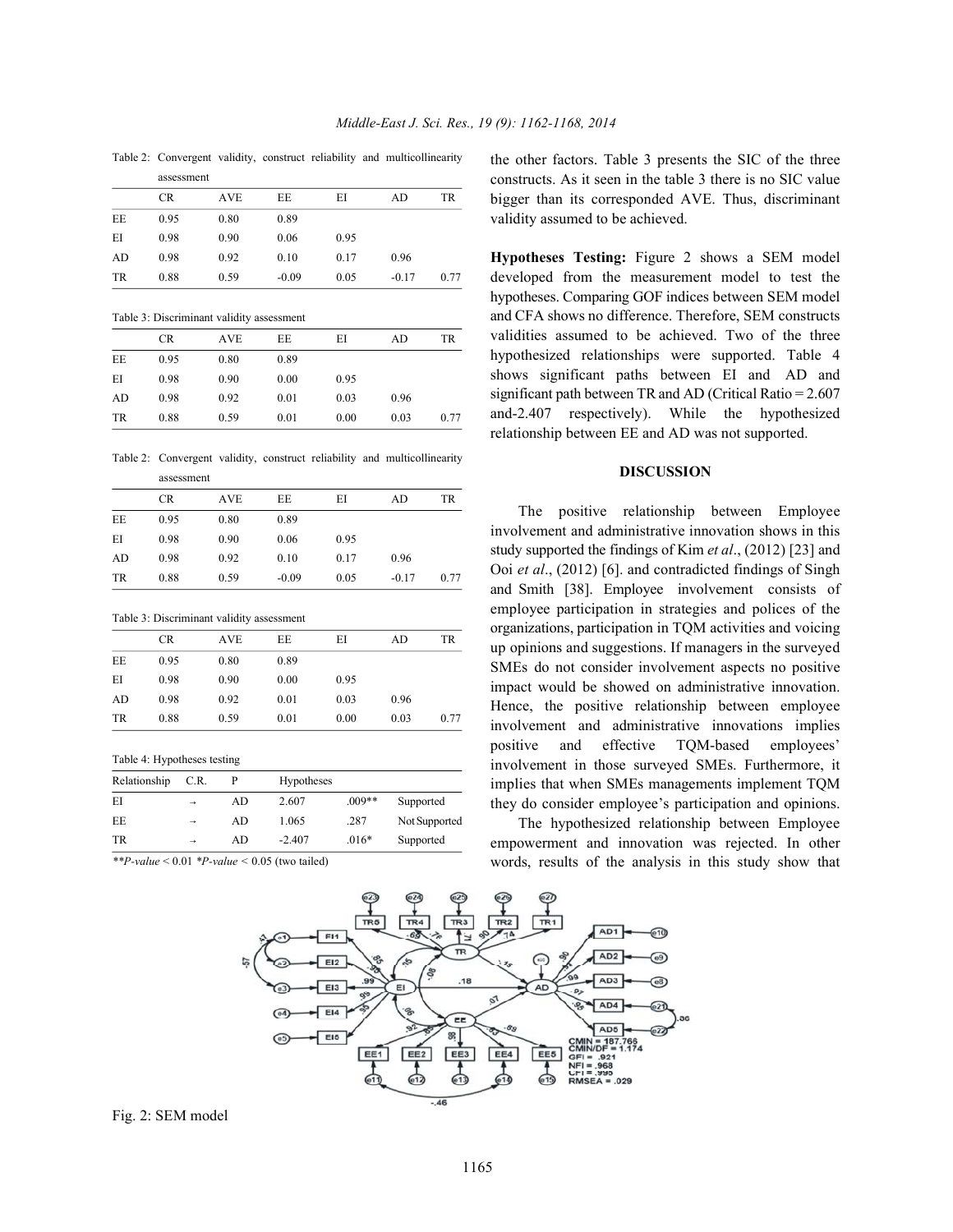Table 2: Convergent validity, construct reliability and multicollinearity assessment

| | CR | AVE | EE | EI | AD | TR |
|---|---|---|---|---|---|---|
| EE | 0.95 | 0.80 | 0.89 | | | |
| EI | 0.98 | 0.90 | 0.06 | 0.95 | | |
| AD | 0.98 | 0.92 | 0.10 | 0.17 | 0.96 | |
| TR | 0.88 | 0.59 | -0.09 | 0.05 | -0.17 | 0.77 |

Table 3: Discriminant validity assessment

| | CR | AVE | EE | EI | AD | TR |
|---|---|---|---|---|---|---|
| EE | 0.95 | 0.80 | 0.89 | | | |
| EI | 0.98 | 0.90 | 0.00 | 0.95 | | |
| AD | 0.98 | 0.92 | 0.01 | 0.03 | 0.96 | |
| TR | 0.88 | 0.59 | 0.01 | 0.00 | 0.03 | 0.77 |

Table 2: Convergent validity, construct reliability and multicollinearity assessment

| | CR | AVE | EE | EI | AD | TR |
|---|---|---|---|---|---|---|
| EE | 0.95 | 0.80 | 0.89 | | | |
| EI | 0.98 | 0.90 | 0.06 | 0.95 | | |
| AD | 0.98 | 0.92 | 0.10 | 0.17 | 0.96 | |
| TR | 0.88 | 0.59 | -0.09 | 0.05 | -0.17 | 0.77 |

Table 3: Discriminant validity assessment

| | CR | AVE | EE | EI | AD | TR |
|---|---|---|---|---|---|---|
| EE | 0.95 | 0.80 | 0.89 | | | |
| EI | 0.98 | 0.90 | 0.00 | 0.95 | | |
| AD | 0.98 | 0.92 | 0.01 | 0.03 | 0.96 | |
| TR | 0.88 | 0.59 | 0.01 | 0.00 | 0.03 | 0.77 |

Table 4: Hypotheses testing

| Relationship | | | C.R. | P | Hypotheses |
|---|---|---|---|---|---|
| EI | → | AD | 2.607 | .009** | Supported |
| EE | → | AD | 1.065 | .287 | Not Supported |
| TR | → | AD | -2.407 | .016* | Supported |

**$P$-value < 0.01 *$P$-value < 0.05 (two tailed)

the other factors. Table 3 presents the SIC of the three constructs. As it seen in the table 3 there is no SIC value bigger than its corresponded AVE. Thus, discriminant validity assumed to be achieved.

**Hypotheses Testing:** Figure 2 shows a SEM model developed from the measurement model to test the hypotheses. Comparing GOF indices between SEM model and CFA shows no difference. Therefore, SEM constructs validities assumed to be achieved. Two of the three hypothesized relationships were supported. Table 4 shows significant paths between EI and AD and significant path between TR and AD (Critical Ratio = 2.607 and-2.407 respectively). While the hypothesized relationship between EE and AD was not supported.

## DISCUSSION

The positive relationship between Employee involvement and administrative innovation shows in this study supported the findings of Kim *et al*., (2012) [23] and Ooi *et al*., (2012) [6]. and contradicted findings of Singh and Smith [38]. Employee involvement consists of employee participation in strategies and polices of the organizations, participation in TQM activities and voicing up opinions and suggestions. If managers in the surveyed SMEs do not consider involvement aspects no positive impact would be showed on administrative innovation. Hence, the positive relationship between employee involvement and administrative innovations implies positive and effective TQM-based employees' involvement in those surveyed SMEs. Furthermore, it implies that when SMEs managements implement TQM they do consider employee's participation and opinions.

The hypothesized relationship between Employee empowerment and innovation was rejected. In other words, results of the analysis in this study show that

Fig. 2: SEM model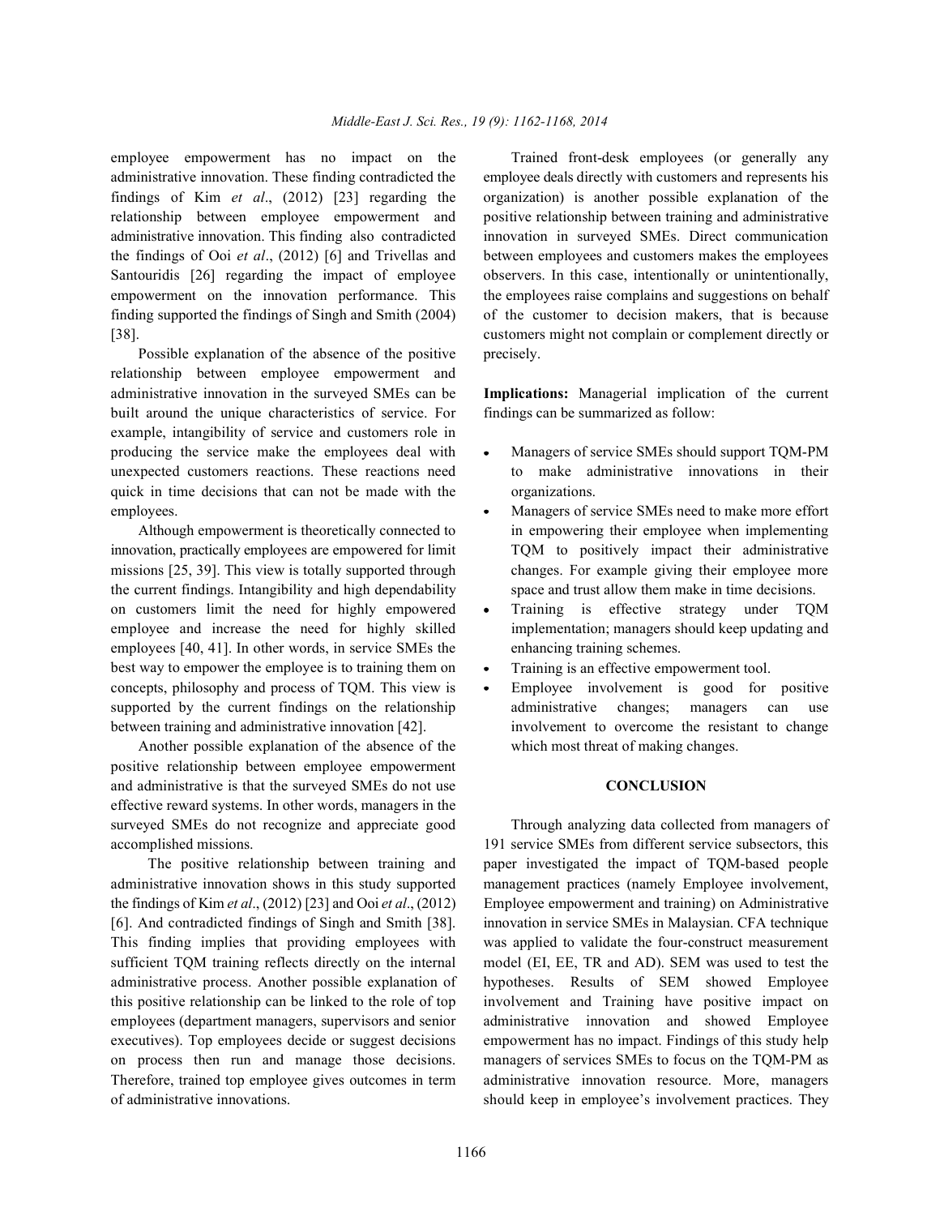employee empowerment has no impact on the administrative innovation. These finding contradicted the findings of Kim *et al*., (2012) [23] regarding the relationship between employee empowerment and administrative innovation. This finding also contradicted the findings of Ooi *et al*., (2012) [6] and Trivellas and Santouridis [26] regarding the impact of employee empowerment on the innovation performance. This finding supported the findings of Singh and Smith (2004) [38].

Possible explanation of the absence of the positive relationship between employee empowerment and administrative innovation in the surveyed SMEs can be built around the unique characteristics of service. For example, intangibility of service and customers role in producing the service make the employees deal with unexpected customers reactions. These reactions need quick in time decisions that can not be made with the employees.

Although empowerment is theoretically connected to innovation, practically employees are empowered for limit missions [25, 39]. This view is totally supported through the current findings. Intangibility and high dependability on customers limit the need for highly empowered employee and increase the need for highly skilled employees [40, 41]. In other words, in service SMEs the best way to empower the employee is to training them on concepts, philosophy and process of TQM. This view is supported by the current findings on the relationship between training and administrative innovation [42].

Another possible explanation of the absence of the positive relationship between employee empowerment and administrative is that the surveyed SMEs do not use effective reward systems. In other words, managers in the surveyed SMEs do not recognize and appreciate good accomplished missions.

The positive relationship between training and administrative innovation shows in this study supported the findings of Kim *et al*., (2012) [23] and Ooi *et al*., (2012) [6]. And contradicted findings of Singh and Smith [38]. This finding implies that providing employees with sufficient TQM training reflects directly on the internal administrative process. Another possible explanation of this positive relationship can be linked to the role of top employees (department managers, supervisors and senior executives). Top employees decide or suggest decisions on process then run and manage those decisions. Therefore, trained top employee gives outcomes in term of administrative innovations.

Trained front-desk employees (or generally any employee deals directly with customers and represents his organization) is another possible explanation of the positive relationship between training and administrative innovation in surveyed SMEs. Direct communication between employees and customers makes the employees observers. In this case, intentionally or unintentionally, the employees raise complains and suggestions on behalf of the customer to decision makers, that is because customers might not complain or complement directly or precisely.

**Implications:** Managerial implication of the current findings can be summarized as follow:

- Managers of service SMEs should support TQM-PM to make administrative innovations in their organizations.
- Managers of service SMEs need to make more effort in empowering their employee when implementing TQM to positively impact their administrative changes. For example giving their employee more space and trust allow them make in time decisions.
- Training is effective strategy under TQM implementation; managers should keep updating and enhancing training schemes.
- Training is an effective empowerment tool.
- Employee involvement is good for positive administrative changes; managers can use involvement to overcome the resistant to change which most threat of making changes.

## CONCLUSION

Through analyzing data collected from managers of 191 service SMEs from different service subsectors, this paper investigated the impact of TQM-based people management practices (namely Employee involvement, Employee empowerment and training) on Administrative innovation in service SMEs in Malaysian. CFA technique was applied to validate the four-construct measurement model (EI, EE, TR and AD). SEM was used to test the hypotheses. Results of SEM showed Employee involvement and Training have positive impact on administrative innovation and showed Employee empowerment has no impact. Findings of this study help managers of services SMEs to focus on the TQM-PM as administrative innovation resource. More, managers should keep in employee's involvement practices. They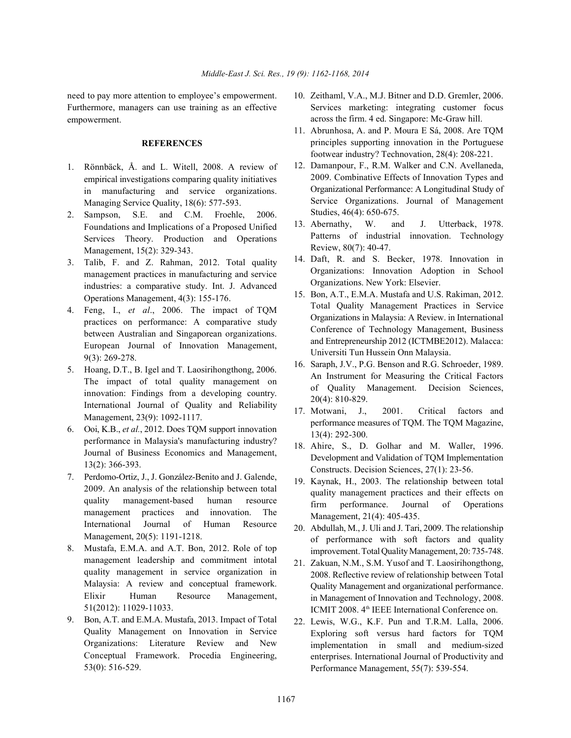need to pay more attention to employee's empowerment. Furthermore, managers can use training as an effective empowerment.

## REFERENCES

1. Rönnbäck, Å. and L. Witell, 2008. A review of empirical investigations comparing quality initiatives in manufacturing and service organizations. Managing Service Quality, 18(6): 577-593.
2. Sampson, S.E. and C.M. Froehle, 2006. Foundations and Implications of a Proposed Unified Services Theory. Production and Operations Management, 15(2): 329-343.
3. Talib, F. and Z. Rahman, 2012. Total quality management practices in manufacturing and service industries: a comparative study. Int. J. Advanced Operations Management, 4(3): 155-176.
4. Feng, I., *et al*., 2006. The impact of TQM practices on performance: A comparative study between Australian and Singaporean organizations. European Journal of Innovation Management, 9(3): 269-278.
5. Hoang, D.T., B. Igel and T. Laosirihongthong, 2006. The impact of total quality management on innovation: Findings from a developing country. International Journal of Quality and Reliability Management, 23(9): 1092-1117.
6. Ooi, K.B., *et al.*, 2012. Does TQM support innovation performance in Malaysia's manufacturing industry? Journal of Business Economics and Management, 13(2): 366-393.
7. Perdomo-Ortiz, J., J. González-Benito and J. Galende, 2009. An analysis of the relationship between total quality management-based human resource management practices and innovation. The International Journal of Human Resource Management, 20(5): 1191-1218.
8. Mustafa, E.M.A. and A.T. Bon, 2012. Role of top management leadership and commitment intotal quality management in service organization in Malaysia: A review and conceptual framework. Elixir Human Resource Management, 51(2012): 11029-11033.
9. Bon, A.T. and E.M.A. Mustafa, 2013. Impact of Total Quality Management on Innovation in Service Organizations: Literature Review and New Conceptual Framework. Procedia Engineering, 53(0): 516-529.
10. Zeithaml, V.A., M.J. Bitner and D.D. Gremler, 2006. Services marketing: integrating customer focus across the firm. 4 ed. Singapore: Mc-Graw hill.
11. Abrunhosa, A. and P. Moura E Sá, 2008. Are TQM principles supporting innovation in the Portuguese footwear industry? Technovation, 28(4): 208-221.
12. Damanpour, F., R.M. Walker and C.N. Avellaneda, 2009. Combinative Effects of Innovation Types and Organizational Performance: A Longitudinal Study of Service Organizations. Journal of Management Studies, 46(4): 650-675.
13. Abernathy, W. and J. Utterback, 1978. Patterns of industrial innovation. Technology Review, 80(7): 40-47.
14. Daft, R. and S. Becker, 1978. Innovation in Organizations: Innovation Adoption in School Organizations. New York: Elsevier.
15. Bon, A.T., E.M.A. Mustafa and U.S. Rakiman, 2012. Total Quality Management Practices in Service Organizations in Malaysia: A Review. in International Conference of Technology Management, Business and Entrepreneurship 2012 (ICTMBE2012). Malacca: Universiti Tun Hussein Onn Malaysia.
16. Saraph, J.V., P.G. Benson and R.G. Schroeder, 1989. An Instrument for Measuring the Critical Factors of Quality Management. Decision Sciences, 20(4): 810-829.
17. Motwani, J., 2001. Critical factors and performance measures of TQM. The TQM Magazine, 13(4): 292-300.
18. Ahire, S., D. Golhar and M. Waller, 1996. Development and Validation of TQM Implementation Constructs. Decision Sciences, 27(1): 23-56.
19. Kaynak, H., 2003. The relationship between total quality management practices and their effects on firm performance. Journal of Operations Management, 21(4): 405-435.
20. Abdullah, M., J. Uli and J. Tari, 2009. The relationship of performance with soft factors and quality improvement. Total Quality Management, 20: 735-748.
21. Zakuan, N.M., S.M. Yusof and T. Laosirihongthong, 2008. Reflective review of relationship between Total Quality Management and organizational performance. in Management of Innovation and Technology, 2008. ICMIT 2008. 4th IEEE International Conference on.
22. Lewis, W.G., K.F. Pun and T.R.M. Lalla, 2006. Exploring soft versus hard factors for TQM implementation in small and medium-sized enterprises. International Journal of Productivity and Performance Management, 55(7): 539-554.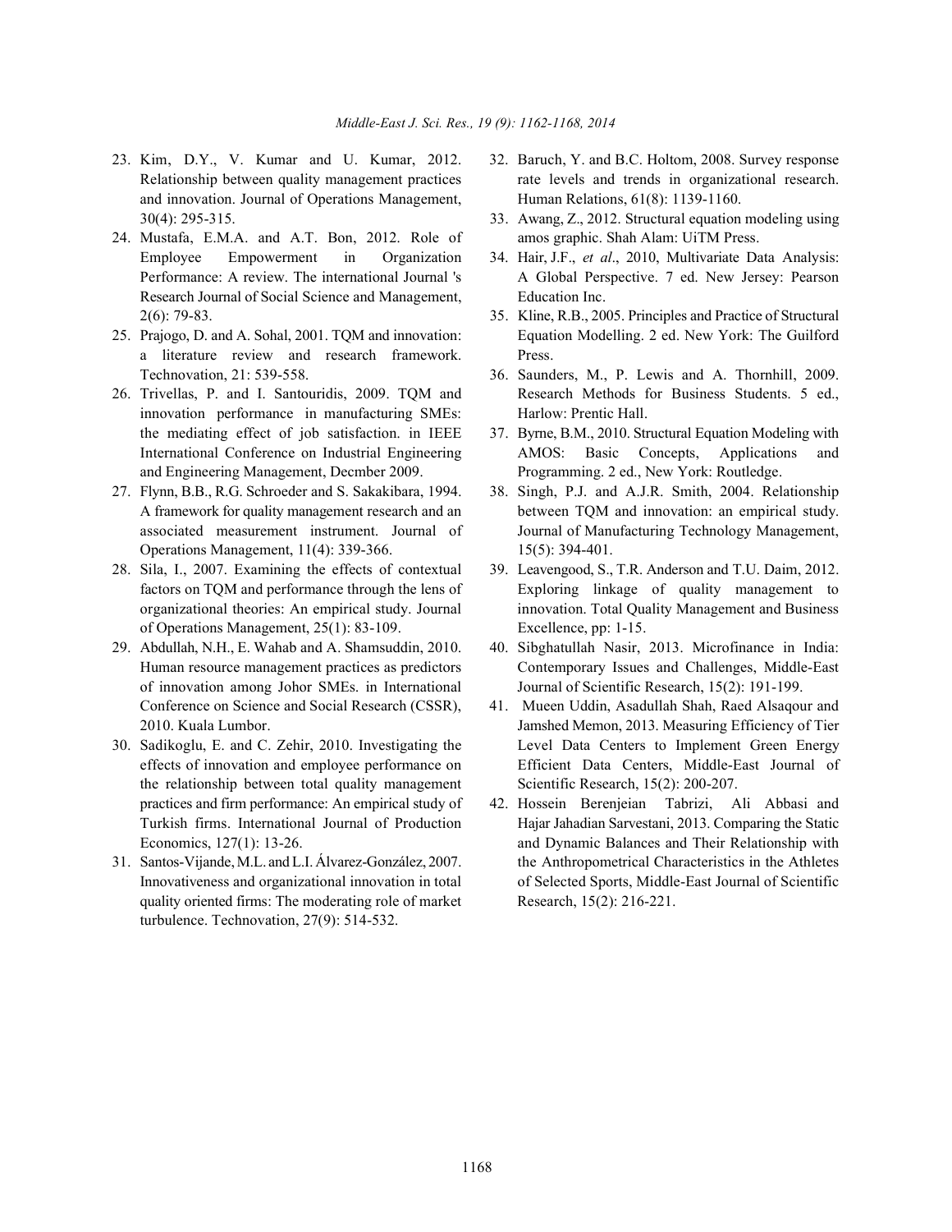23. Kim, D.Y., V. Kumar and U. Kumar, 2012. Relationship between quality management practices and innovation. Journal of Operations Management, 30(4): 295-315.
24. Mustafa, E.M.A. and A.T. Bon, 2012. Role of Employee Empowerment in Organization Performance: A review. The international Journal 's Research Journal of Social Science and Management, 2(6): 79-83.
25. Prajogo, D. and A. Sohal, 2001. TQM and innovation: a literature review and research framework. Technovation, 21: 539-558.
26. Trivellas, P. and I. Santouridis, 2009. TQM and innovation performance in manufacturing SMEs: the mediating effect of job satisfaction. in IEEE International Conference on Industrial Engineering and Engineering Management, Decmber 2009.
27. Flynn, B.B., R.G. Schroeder and S. Sakakibara, 1994. A framework for quality management research and an associated measurement instrument. Journal of Operations Management, 11(4): 339-366.
28. Sila, I., 2007. Examining the effects of contextual factors on TQM and performance through the lens of organizational theories: An empirical study. Journal of Operations Management, 25(1): 83-109.
29. Abdullah, N.H., E. Wahab and A. Shamsuddin, 2010. Human resource management practices as predictors of innovation among Johor SMEs. in International Conference on Science and Social Research (CSSR), 2010. Kuala Lumbor.
30. Sadikoglu, E. and C. Zehir, 2010. Investigating the effects of innovation and employee performance on the relationship between total quality management practices and firm performance: An empirical study of Turkish firms. International Journal of Production Economics, 127(1): 13-26.
31. Santos-Vijande, M.L. and L.I. Álvarez-González, 2007. Innovativeness and organizational innovation in total quality oriented firms: The moderating role of market turbulence. Technovation, 27(9): 514-532.
32. Baruch, Y. and B.C. Holtom, 2008. Survey response rate levels and trends in organizational research. Human Relations, 61(8): 1139-1160.
33. Awang, Z., 2012. Structural equation modeling using amos graphic. Shah Alam: UiTM Press.
34. Hair, J.F., *et al*., 2010, Multivariate Data Analysis: A Global Perspective. 7 ed. New Jersey: Pearson Education Inc.
35. Kline, R.B., 2005. Principles and Practice of Structural Equation Modelling. 2 ed. New York: The Guilford Press.
36. Saunders, M., P. Lewis and A. Thornhill, 2009. Research Methods for Business Students. 5 ed., Harlow: Prentic Hall.
37. Byrne, B.M., 2010. Structural Equation Modeling with AMOS: Basic Concepts, Applications and Programming. 2 ed., New York: Routledge.
38. Singh, P.J. and A.J.R. Smith, 2004. Relationship between TQM and innovation: an empirical study. Journal of Manufacturing Technology Management, 15(5): 394-401.
39. Leavengood, S., T.R. Anderson and T.U. Daim, 2012. Exploring linkage of quality management to innovation. Total Quality Management and Business Excellence, pp: 1-15.
40. Sibghatullah Nasir, 2013. Microfinance in India: Contemporary Issues and Challenges, Middle-East Journal of Scientific Research, 15(2): 191-199.
41. Mueen Uddin, Asadullah Shah, Raed Alsaqour and Jamshed Memon, 2013. Measuring Efficiency of Tier Level Data Centers to Implement Green Energy Efficient Data Centers, Middle-East Journal of Scientific Research, 15(2): 200-207.
42. Hossein Berenjeian Tabrizi, Ali Abbasi and Hajar Jahadian Sarvestani, 2013. Comparing the Static and Dynamic Balances and Their Relationship with the Anthropometrical Characteristics in the Athletes of Selected Sports, Middle-East Journal of Scientific Research, 15(2): 216-221.